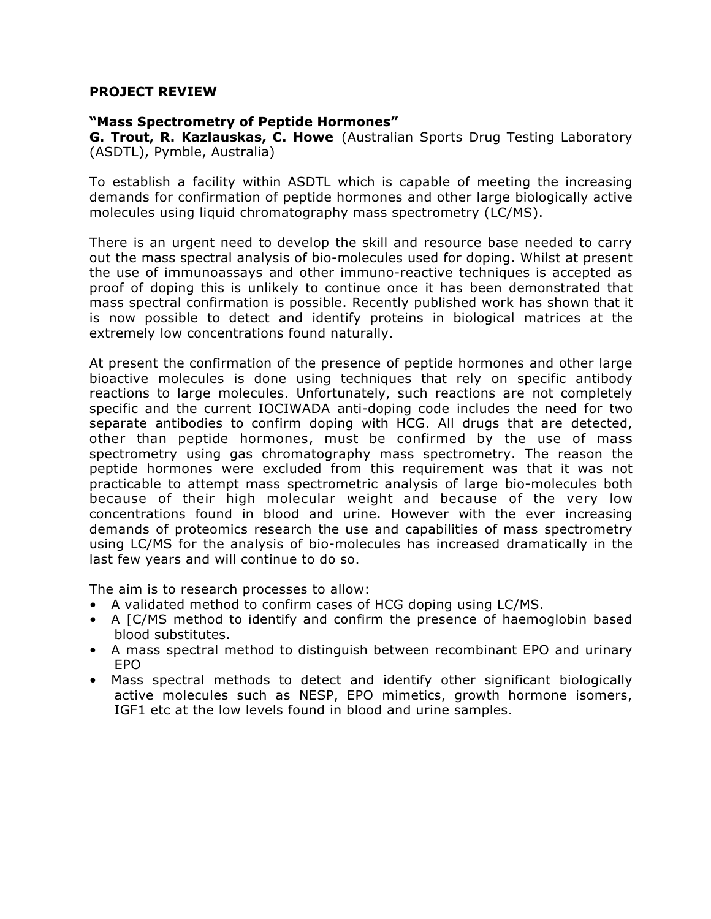**PROJECT REVIEW**

**"Mass Spectrometry of Peptide Hormones"**
**G. Trout, R. Kazlauskas, C. Howe** (Australian Sports Drug Testing Laboratory (ASDTL), Pymble, Australia)

To establish a facility within ASDTL which is capable of meeting the increasing demands for confirmation of peptide hormones and other large biologically active molecules using liquid chromatography mass spectrometry (LC/MS).

There is an urgent need to develop the skill and resource base needed to carry out the mass spectral analysis of bio-molecules used for doping. Whilst at present the use of immunoassays and other immuno-reactive techniques is accepted as proof of doping this is unlikely to continue once it has been demonstrated that mass spectral confirmation is possible. Recently published work has shown that it is now possible to detect and identify proteins in biological matrices at the extremely low concentrations found naturally.

At present the confirmation of the presence of peptide hormones and other large bioactive molecules is done using techniques that rely on specific antibody reactions to large molecules. Unfortunately, such reactions are not completely specific and the current IOCIWADA anti-doping code includes the need for two separate antibodies to confirm doping with HCG. All drugs that are detected, other than peptide hormones, must be confirmed by the use of mass spectrometry using gas chromatography mass spectrometry. The reason the peptide hormones were excluded from this requirement was that it was not practicable to attempt mass spectrometric analysis of large bio-molecules both because of their high molecular weight and because of the very low concentrations found in blood and urine. However with the ever increasing demands of proteomics research the use and capabilities of mass spectrometry using LC/MS for the analysis of bio-molecules has increased dramatically in the last few years and will continue to do so.

The aim is to research processes to allow:

- A validated method to confirm cases of HCG doping using LC/MS.
- A [C/MS method to identify and confirm the presence of haemoglobin based blood substitutes.
- A mass spectral method to distinguish between recombinant EPO and urinary EPO
- Mass spectral methods to detect and identify other significant biologically active molecules such as NESP, EPO mimetics, growth hormone isomers, IGF1 etc at the low levels found in blood and urine samples.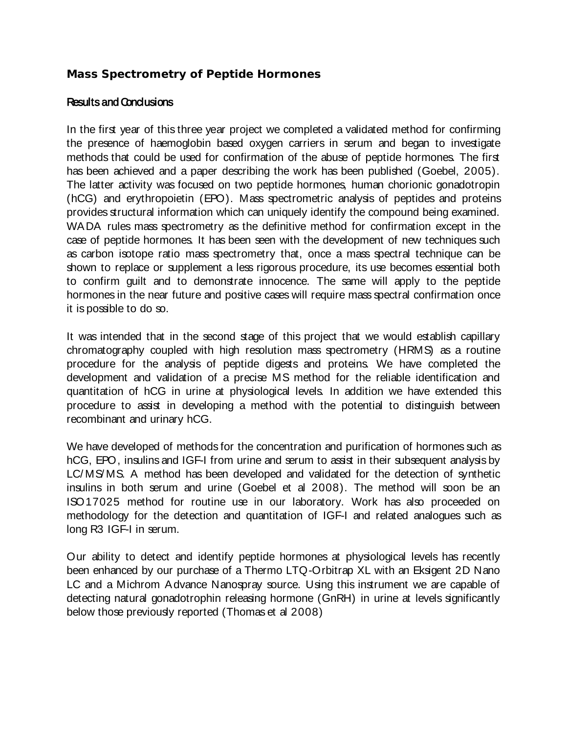### Mass Spectrometry of Peptide Hormones

#### Results and Conclusions

In the first year of this three year project we completed a validated method for confirming the presence of haemoglobin based oxygen carriers in serum and began to investigate methods that could be used for confirmation of the abuse of peptide hormones. The first has been achieved and a paper describing the work has been published (Goebel, 2005). The latter activity was focused on two peptide hormones, human chorionic gonadotropin (hCG) and erythropoietin (EPO). Mass spectrometric analysis of peptides and proteins provides structural information which can uniquely identify the compound being examined. WADA rules mass spectrometry as the definitive method for confirmation except in the case of peptide hormones. It has been seen with the development of new techniques such as carbon isotope ratio mass spectrometry that, once a mass spectral technique can be shown to replace or supplement a less rigorous procedure, its use becomes essential both to confirm guilt and to demonstrate innocence. The same will apply to the peptide hormones in the near future and positive cases will require mass spectral confirmation once it is possible to do so.

It was intended that in the second stage of this project that we would establish capillary chromatography coupled with high resolution mass spectrometry (HRMS) as a routine procedure for the analysis of peptide digests and proteins. We have completed the development and validation of a precise MS method for the reliable identification and quantitation of hCG in urine at physiological levels. In addition we have extended this procedure to assist in developing a method with the potential to distinguish between recombinant and urinary hCG.

We have developed of methods for the concentration and purification of hormones such as hCG, EPO, insulins and IGF-I from urine and serum to assist in their subsequent analysis by LC/MS/MS. A method has been developed and validated for the detection of synthetic insulins in both serum and urine (Goebel et al 2008). The method will soon be an ISO17025 method for routine use in our laboratory. Work has also proceeded on methodology for the detection and quantitation of IGF-I and related analogues such as long R3 IGF-I in serum.

Our ability to detect and identify peptide hormones at physiological levels has recently been enhanced by our purchase of a Thermo LTQ-Orbitrap XL with an Eksigent 2D Nano LC and a Michrom Advance Nanospray source. Using this instrument we are capable of detecting natural gonadotrophin releasing hormone (GnRH) in urine at levels significantly below those previously reported (Thomas et al 2008)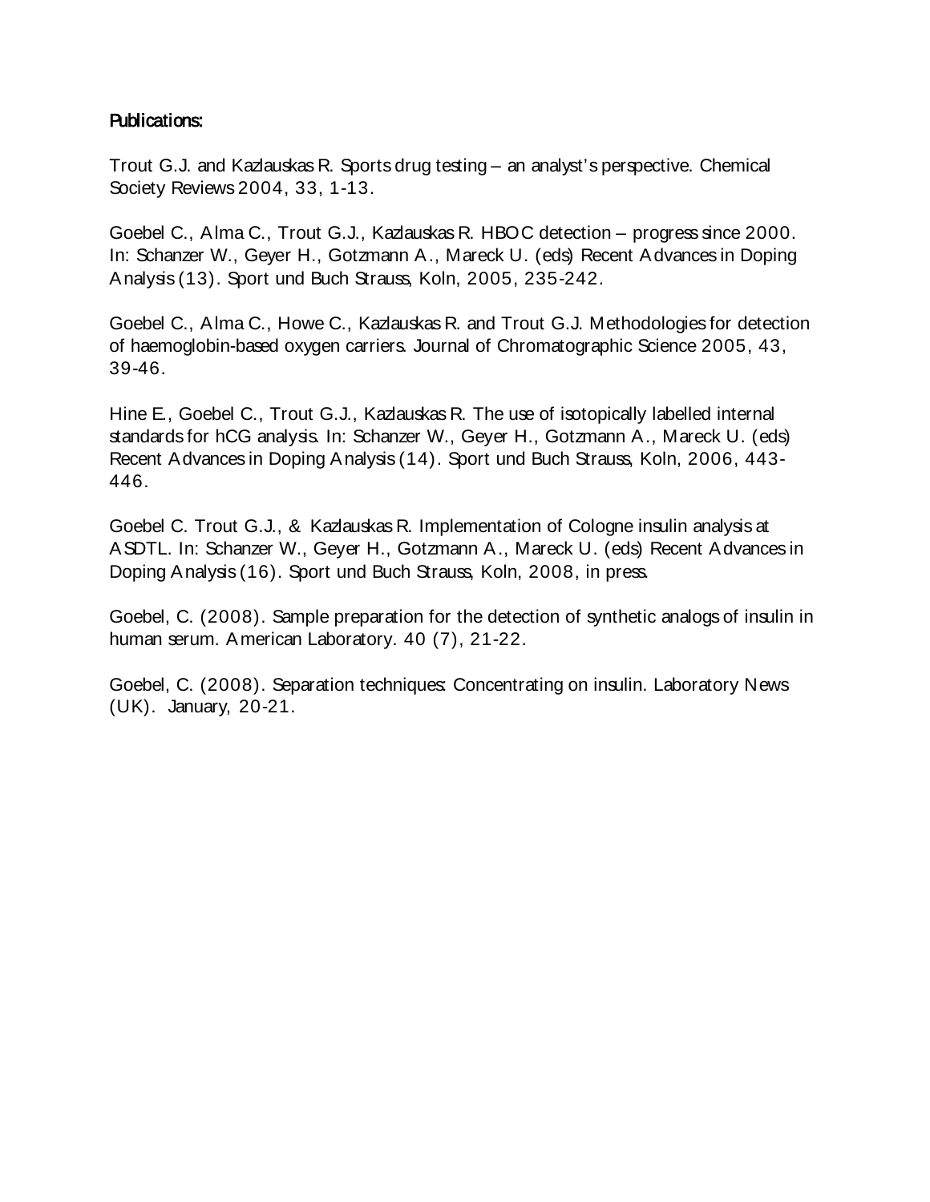**Publications:**

Trout G.J. and Kazlauskas R. Sports drug testing – an analyst's perspective. Chemical Society Reviews 2004, 33, 1-13.

Goebel C., Alma C., Trout G.J., Kazlauskas R. HBOC detection – progress since 2000. In: Schanzer W., Geyer H., Gotzmann A., Mareck U. (eds) Recent Advances in Doping Analysis (13). Sport und Buch Strauss, Koln, 2005, 235-242.

Goebel C., Alma C., Howe C., Kazlauskas R. and Trout G.J. Methodologies for detection of haemoglobin-based oxygen carriers. Journal of Chromatographic Science 2005, 43, 39-46.

Hine E., Goebel C., Trout G.J., Kazlauskas R. The use of isotopically labelled internal standards for hCG analysis. In: Schanzer W., Geyer H., Gotzmann A., Mareck U. (eds) Recent Advances in Doping Analysis (14). Sport und Buch Strauss, Koln, 2006, 443-446.

Goebel C. Trout G.J., & Kazlauskas R. Implementation of Cologne insulin analysis at ASDTL. In: Schanzer W., Geyer H., Gotzmann A., Mareck U. (eds) Recent Advances in Doping Analysis (16). Sport und Buch Strauss, Koln, 2008, in press.

Goebel, C. (2008). Sample preparation for the detection of synthetic analogs of insulin in human serum. American Laboratory. 40 (7), 21-22.

Goebel, C. (2008). Separation techniques: Concentrating on insulin. Laboratory News (UK). January, 20-21.